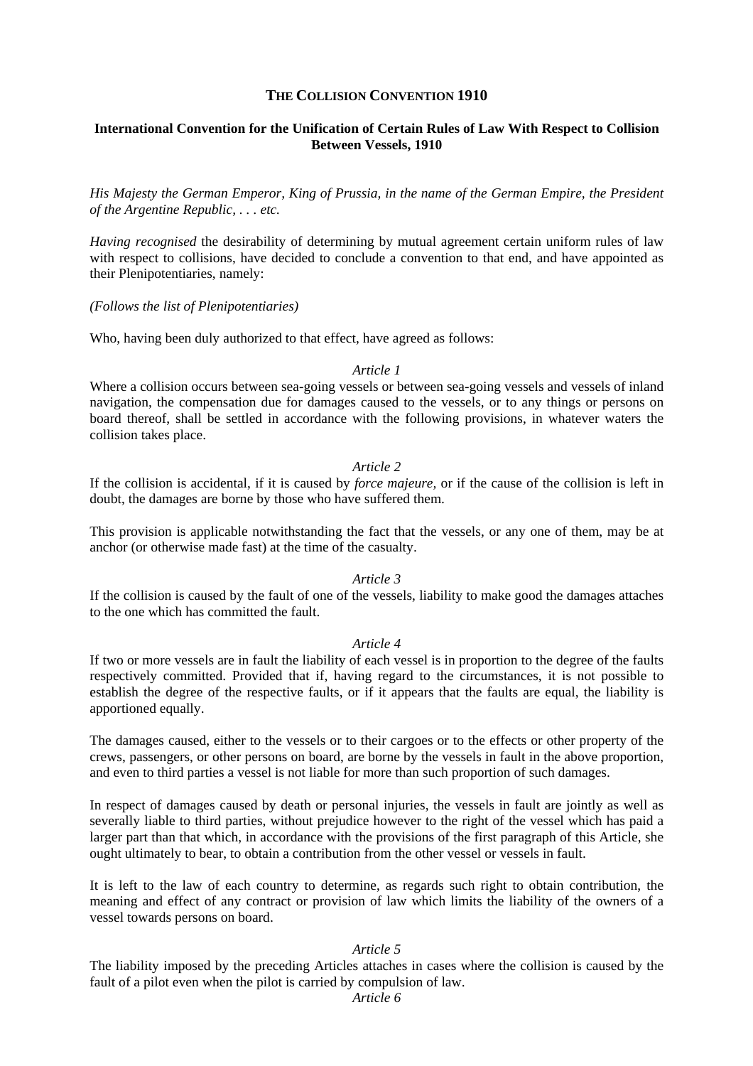# THE COLLISION CONVENTION 1910

## International Convention for the Unification of Certain Rules of Law With Respect to Collision Between Vessels, 1910

*His Majesty the German Emperor, King of Prussia, in the name of the German Empire, the President of the Argentine Republic, . . . etc.*

*Having recognised* the desirability of determining by mutual agreement certain uniform rules of law with respect to collisions, have decided to conclude a convention to that end, and have appointed as their Plenipotentiaries, namely:

*(Follows the list of Plenipotentiaries)*

Who, having been duly authorized to that effect, have agreed as follows:

*Article 1*

Where a collision occurs between sea-going vessels or between sea-going vessels and vessels of inland navigation, the compensation due for damages caused to the vessels, or to any things or persons on board thereof, shall be settled in accordance with the following provisions, in whatever waters the collision takes place.

*Article 2*

If the collision is accidental, if it is caused by *force majeure,* or if the cause of the collision is left in doubt, the damages are borne by those who have suffered them.

This provision is applicable notwithstanding the fact that the vessels, or any one of them, may be at anchor (or otherwise made fast) at the time of the casualty.

*Article 3*

If the collision is caused by the fault of one of the vessels, liability to make good the damages attaches to the one which has committed the fault.

*Article 4*

If two or more vessels are in fault the liability of each vessel is in proportion to the degree of the faults respectively committed. Provided that if, having regard to the circumstances, it is not possible to establish the degree of the respective faults, or if it appears that the faults are equal, the liability is apportioned equally.

The damages caused, either to the vessels or to their cargoes or to the effects or other property of the crews, passengers, or other persons on board, are borne by the vessels in fault in the above proportion, and even to third parties a vessel is not liable for more than such proportion of such damages.

In respect of damages caused by death or personal injuries, the vessels in fault are jointly as well as severally liable to third parties, without prejudice however to the right of the vessel which has paid a larger part than that which, in accordance with the provisions of the first paragraph of this Article, she ought ultimately to bear, to obtain a contribution from the other vessel or vessels in fault.

It is left to the law of each country to determine, as regards such right to obtain contribution, the meaning and effect of any contract or provision of law which limits the liability of the owners of a vessel towards persons on board.

*Article 5*

The liability imposed by the preceding Articles attaches in cases where the collision is caused by the fault of a pilot even when the pilot is carried by compulsion of law.

*Article 6*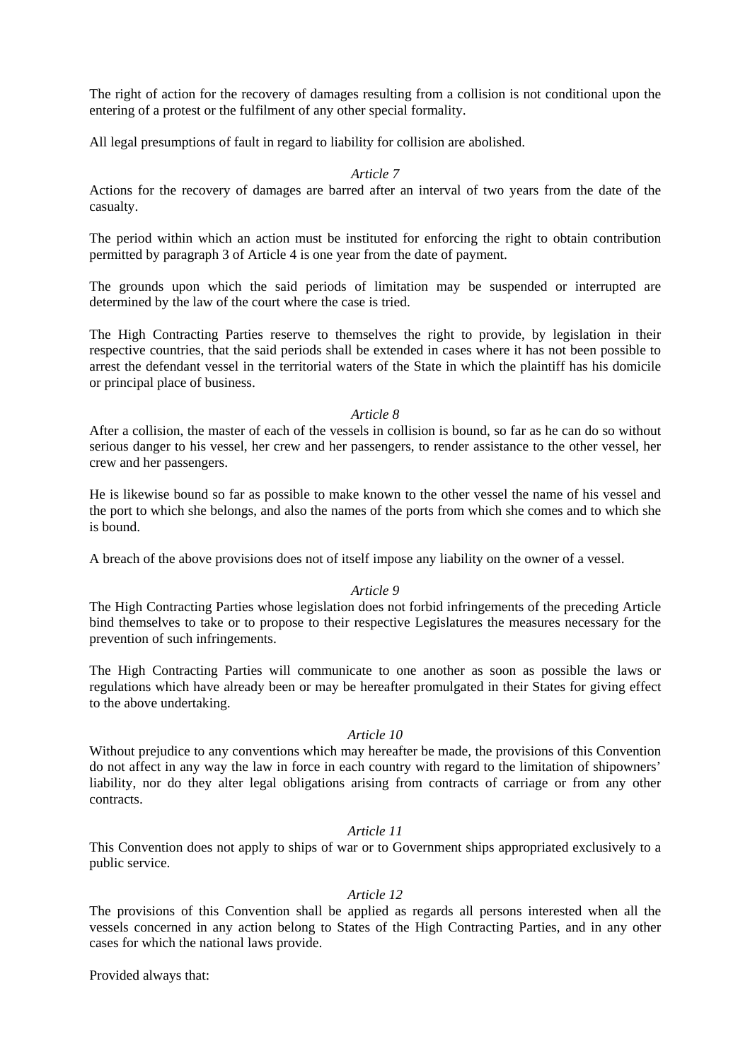The right of action for the recovery of damages resulting from a collision is not conditional upon the entering of a protest or the fulfilment of any other special formality.

All legal presumptions of fault in regard to liability for collision are abolished.

*Article 7*

Actions for the recovery of damages are barred after an interval of two years from the date of the casualty.

The period within which an action must be instituted for enforcing the right to obtain contribution permitted by paragraph 3 of Article 4 is one year from the date of payment.

The grounds upon which the said periods of limitation may be suspended or interrupted are determined by the law of the court where the case is tried.

The High Contracting Parties reserve to themselves the right to provide, by legislation in their respective countries, that the said periods shall be extended in cases where it has not been possible to arrest the defendant vessel in the territorial waters of the State in which the plaintiff has his domicile or principal place of business.

*Article 8*

After a collision, the master of each of the vessels in collision is bound, so far as he can do so without serious danger to his vessel, her crew and her passengers, to render assistance to the other vessel, her crew and her passengers.

He is likewise bound so far as possible to make known to the other vessel the name of his vessel and the port to which she belongs, and also the names of the ports from which she comes and to which she is bound.

A breach of the above provisions does not of itself impose any liability on the owner of a vessel.

*Article 9*

The High Contracting Parties whose legislation does not forbid infringements of the preceding Article bind themselves to take or to propose to their respective Legislatures the measures necessary for the prevention of such infringements.

The High Contracting Parties will communicate to one another as soon as possible the laws or regulations which have already been or may be hereafter promulgated in their States for giving effect to the above undertaking.

*Article 10*

Without prejudice to any conventions which may hereafter be made, the provisions of this Convention do not affect in any way the law in force in each country with regard to the limitation of shipowners' liability, nor do they alter legal obligations arising from contracts of carriage or from any other contracts.

*Article 11*

This Convention does not apply to ships of war or to Government ships appropriated exclusively to a public service.

*Article 12*

The provisions of this Convention shall be applied as regards all persons interested when all the vessels concerned in any action belong to States of the High Contracting Parties, and in any other cases for which the national laws provide.

Provided always that: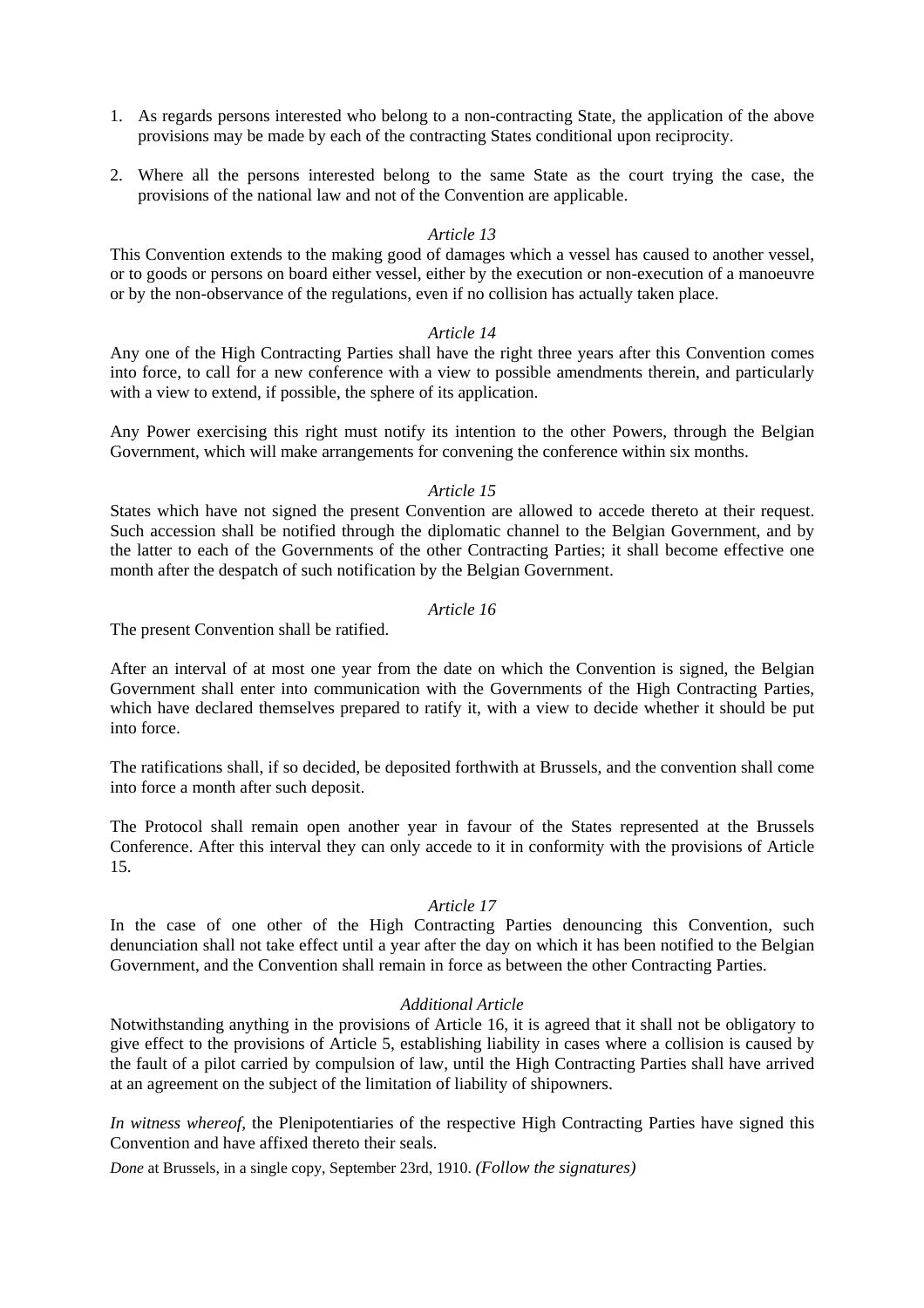1. As regards persons interested who belong to a non-contracting State, the application of the above provisions may be made by each of the contracting States conditional upon reciprocity.

2. Where all the persons interested belong to the same State as the court trying the case, the provisions of the national law and not of the Convention are applicable.

*Article 13*

This Convention extends to the making good of damages which a vessel has caused to another vessel, or to goods or persons on board either vessel, either by the execution or non-execution of a manoeuvre or by the non-observance of the regulations, even if no collision has actually taken place.

*Article 14*

Any one of the High Contracting Parties shall have the right three years after this Convention comes into force, to call for a new conference with a view to possible amendments therein, and particularly with a view to extend, if possible, the sphere of its application.

Any Power exercising this right must notify its intention to the other Powers, through the Belgian Government, which will make arrangements for convening the conference within six months.

*Article 15*

States which have not signed the present Convention are allowed to accede thereto at their request. Such accession shall be notified through the diplomatic channel to the Belgian Government, and by the latter to each of the Governments of the other Contracting Parties; it shall become effective one month after the despatch of such notification by the Belgian Government.

*Article 16*

The present Convention shall be ratified.

After an interval of at most one year from the date on which the Convention is signed, the Belgian Government shall enter into communication with the Governments of the High Contracting Parties, which have declared themselves prepared to ratify it, with a view to decide whether it should be put into force.

The ratifications shall, if so decided, be deposited forthwith at Brussels, and the convention shall come into force a month after such deposit.

The Protocol shall remain open another year in favour of the States represented at the Brussels Conference. After this interval they can only accede to it in conformity with the provisions of Article 15.

*Article 17*

In the case of one other of the High Contracting Parties denouncing this Convention, such denunciation shall not take effect until a year after the day on which it has been notified to the Belgian Government, and the Convention shall remain in force as between the other Contracting Parties.

*Additional Article*

Notwithstanding anything in the provisions of Article 16, it is agreed that it shall not be obligatory to give effect to the provisions of Article 5, establishing liability in cases where a collision is caused by the fault of a pilot carried by compulsion of law, until the High Contracting Parties shall have arrived at an agreement on the subject of the limitation of liability of shipowners.

*In witness whereof,* the Plenipotentiaries of the respective High Contracting Parties have signed this Convention and have affixed thereto their seals.

*Done* at Brussels, in a single copy, September 23rd, 1910. *(Follow the signatures)*